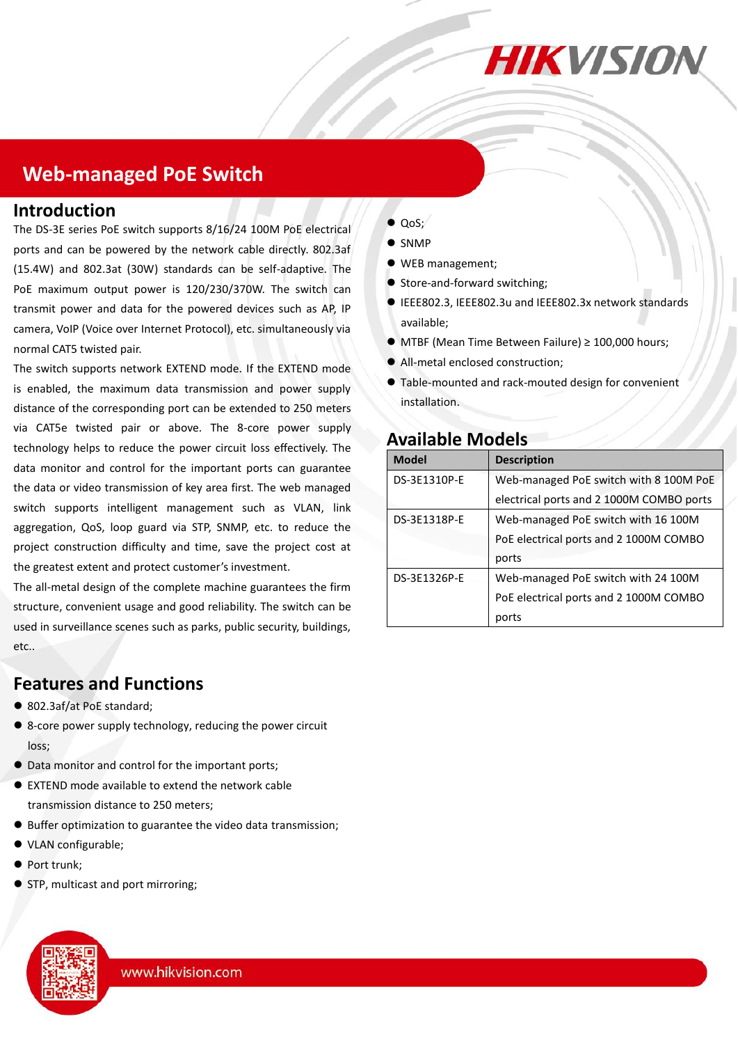# Web-managed PoE Switch

## Introduction

The DS-3E series PoE switch supports 8/16/24 100M PoE electrical ports and can be powered by the network cable directly. 802.3af (15.4W) and 802.3at (30W) standards can be self-adaptive. The PoE maximum output power is 120/230/370W. The switch can transmit power and data for the powered devices such as AP, IP camera, VoIP (Voice over Internet Protocol), etc. simultaneously via normal CAT5 twisted pair.

The switch supports network EXTEND mode. If the EXTEND mode is enabled, the maximum data transmission and power supply distance of the corresponding port can be extended to 250 meters via CAT5e twisted pair or above. The 8-core power supply technology helps to reduce the power circuit loss effectively. The data monitor and control for the important ports can guarantee the data or video transmission of key area first. The web managed switch supports intelligent management such as VLAN, link aggregation, QoS, loop guard via STP, SNMP, etc. to reduce the project construction difficulty and time, save the project cost at the greatest extent and protect customer's investment.

The all-metal design of the complete machine guarantees the firm structure, convenient usage and good reliability. The switch can be used in surveillance scenes such as parks, public security, buildings, etc..

## Features and Functions

- 802.3af/at PoE standard;
- 8-core power supply technology, reducing the power circuit loss;
- Data monitor and control for the important ports;
- EXTEND mode available to extend the network cable transmission distance to 250 meters;
- Buffer optimization to guarantee the video data transmission;
- VLAN configurable;
- Port trunk;
- STP, multicast and port mirroring;
- QoS;
- SNMP
- WEB management;
- Store-and-forward switching;
- IEEE802.3, IEEE802.3u and IEEE802.3x network standards available;
- MTBF (Mean Time Between Failure) ≥ 100,000 hours;
- All-metal enclosed construction;
- Table-mounted and rack-mouted design for convenient installation.

## Available Models

| Model | Description |
|---|---|
| DS-3E1310P-E | Web-managed PoE switch with 8 100M PoE electrical ports and 2 1000M COMBO ports |
| DS-3E1318P-E | Web-managed PoE switch with 16 100M PoE electrical ports and 2 1000M COMBO ports |
| DS-3E1326P-E | Web-managed PoE switch with 24 100M PoE electrical ports and 2 1000M COMBO ports |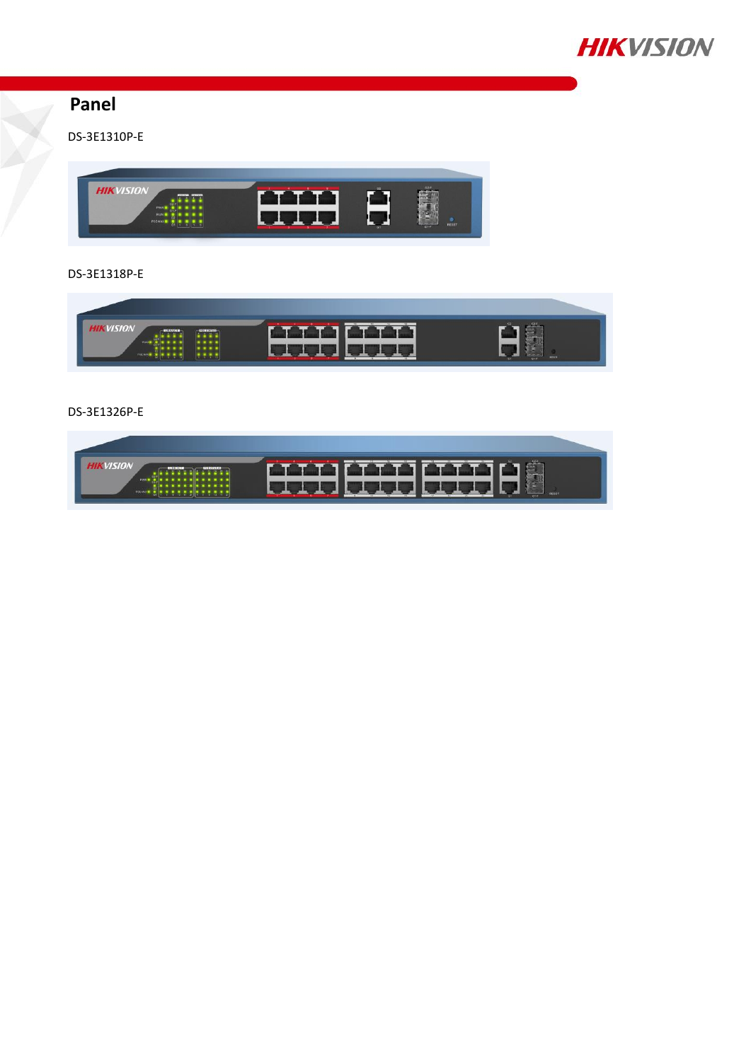# Panel

DS-3E1310P-E

DS-3E1318P-E

DS-3E1326P-E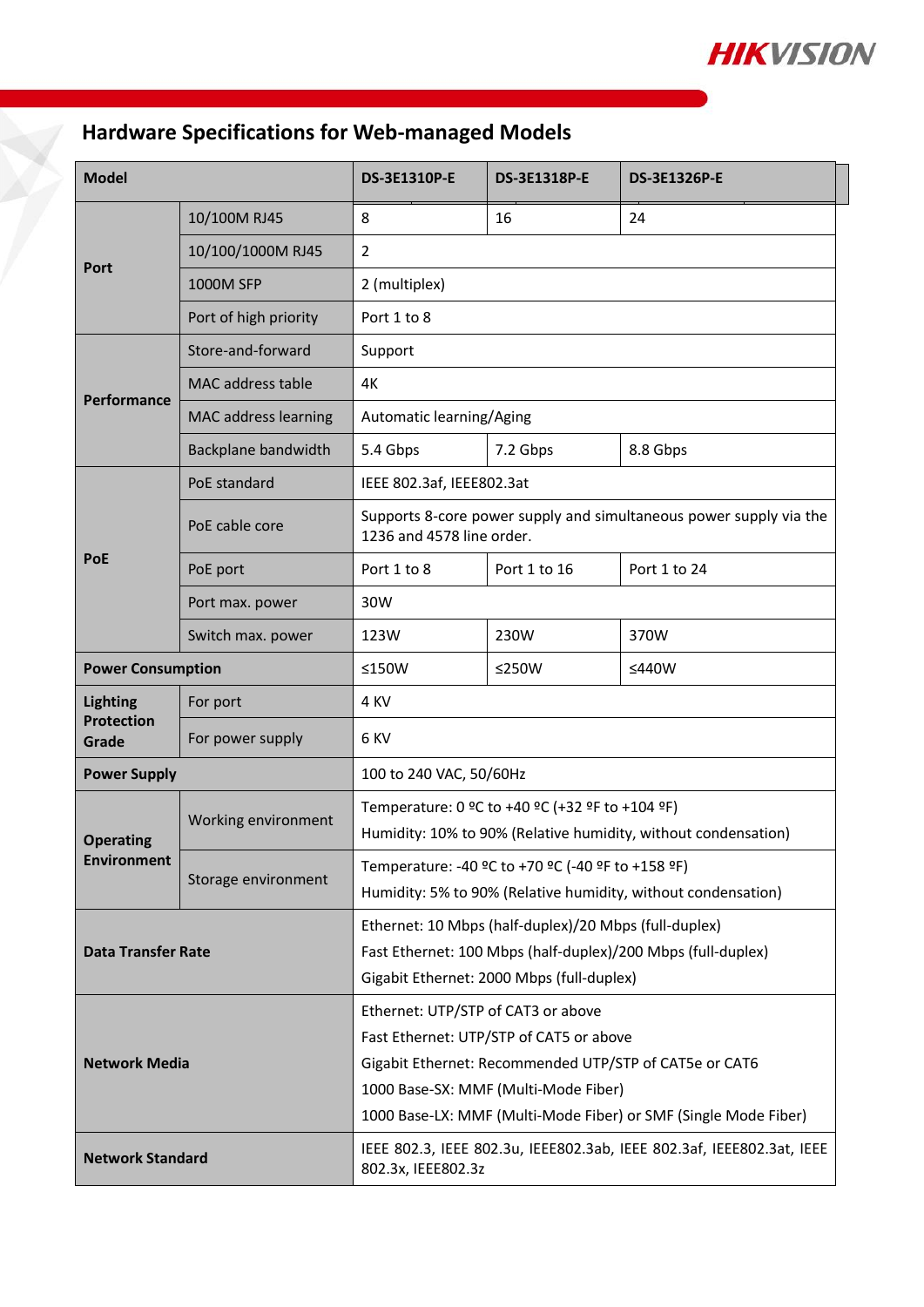## Hardware Specifications for Web-managed Models

| Model | | DS-3E1310P-E | DS-3E1318P-E | DS-3E1326P-E |
|---|---|---|---|---|
| Port | 10/100M RJ45 | 8 | 16 | 24 |
| | 10/100/1000M RJ45 | 2 | | |
| | 1000M SFP | 2 (multiplex) | | |
| | Port of high priority | Port 1 to 8 | | |
| Performance | Store-and-forward | Support | | |
| | MAC address table | 4K | | |
| | MAC address learning | Automatic learning/Aging | | |
| | Backplane bandwidth | 5.4 Gbps | 7.2 Gbps | 8.8 Gbps |
| PoE | PoE standard | IEEE 802.3af, IEEE802.3at | | |
| | PoE cable core | Supports 8-core power supply and simultaneous power supply via the 1236 and 4578 line order. | | |
| | PoE port | Port 1 to 8 | Port 1 to 16 | Port 1 to 24 |
| | Port max. power | 30W | | |
| | Switch max. power | 123W | 230W | 370W |
| Power Consumption | | ≤150W | ≤250W | ≤440W |
| Lighting Protection Grade | For port | 4 KV | | |
| | For power supply | 6 KV | | |
| Power Supply | | 100 to 240 VAC, 50/60Hz | | |
| Operating Environment | Working environment | Temperature: 0 ºC to +40 ºC (+32 ºF to +104 ºF)<br>Humidity: 10% to 90% (Relative humidity, without condensation) | | |
| | Storage environment | Temperature: -40 ºC to +70 ºC (-40 ºF to +158 ºF)<br>Humidity: 5% to 90% (Relative humidity, without condensation) | | |
| Data Transfer Rate | | Ethernet: 10 Mbps (half-duplex)/20 Mbps (full-duplex)<br>Fast Ethernet: 100 Mbps (half-duplex)/200 Mbps (full-duplex)<br>Gigabit Ethernet: 2000 Mbps (full-duplex) | | |
| Network Media | | Ethernet: UTP/STP of CAT3 or above<br>Fast Ethernet: UTP/STP of CAT5 or above<br>Gigabit Ethernet: Recommended UTP/STP of CAT5e or CAT6<br>1000 Base-SX: MMF (Multi-Mode Fiber)<br>1000 Base-LX: MMF (Multi-Mode Fiber) or SMF (Single Mode Fiber) | | |
| Network Standard | | IEEE 802.3, IEEE 802.3u, IEEE802.3ab, IEEE 802.3af, IEEE802.3at, IEEE 802.3x, IEEE802.3z | | |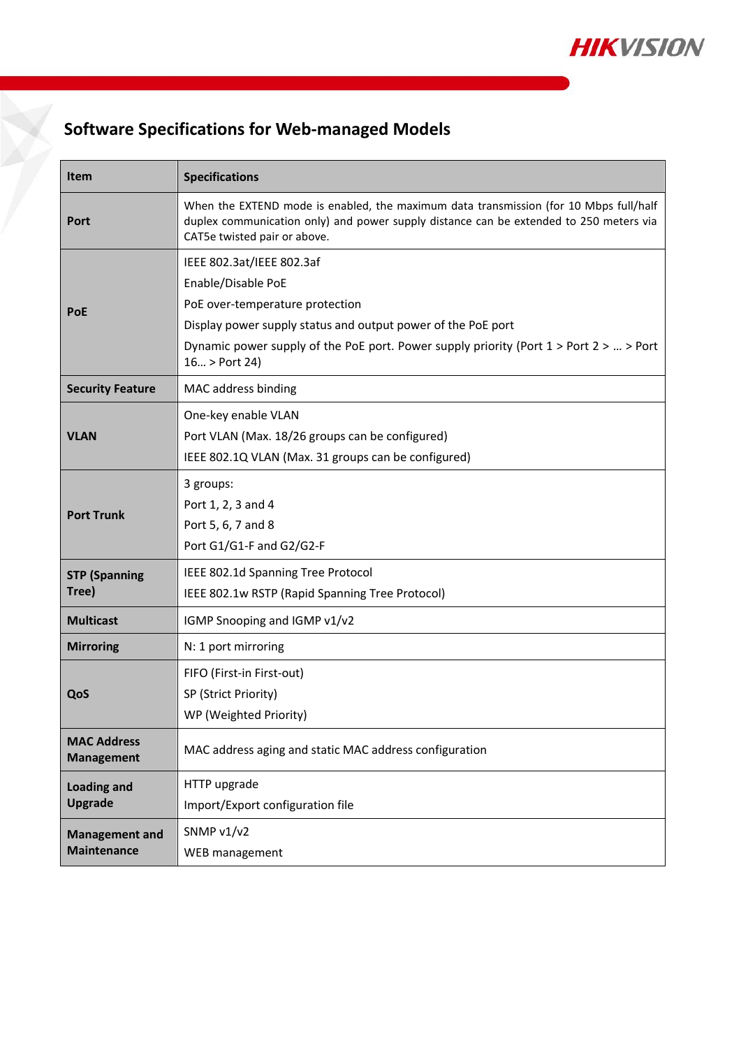## Software Specifications for Web-managed Models

| Item | Specifications |
| --- | --- |
| **Port** | When the EXTEND mode is enabled, the maximum data transmission (for 10 Mbps full/half duplex communication only) and power supply distance can be extended to 250 meters via CAT5e twisted pair or above. |
| **PoE** | IEEE 802.3at/IEEE 802.3af<br>Enable/Disable PoE<br>PoE over-temperature protection<br>Display power supply status and output power of the PoE port<br>Dynamic power supply of the PoE port. Power supply priority (Port 1 > Port 2 > … > Port 16… > Port 24) |
| **Security Feature** | MAC address binding |
| **VLAN** | One-key enable VLAN<br>Port VLAN (Max. 18/26 groups can be configured)<br>IEEE 802.1Q VLAN (Max. 31 groups can be configured) |
| **Port Trunk** | 3 groups:<br>Port 1, 2, 3 and 4<br>Port 5, 6, 7 and 8<br>Port G1/G1-F and G2/G2-F |
| **STP (Spanning Tree)** | IEEE 802.1d Spanning Tree Protocol<br>IEEE 802.1w RSTP (Rapid Spanning Tree Protocol) |
| **Multicast** | IGMP Snooping and IGMP v1/v2 |
| **Mirroring** | N: 1 port mirroring |
| **QoS** | FIFO (First-in First-out)<br>SP (Strict Priority)<br>WP (Weighted Priority) |
| **MAC Address Management** | MAC address aging and static MAC address configuration |
| **Loading and Upgrade** | HTTP upgrade<br>Import/Export configuration file |
| **Management and Maintenance** | SNMP v1/v2<br>WEB management |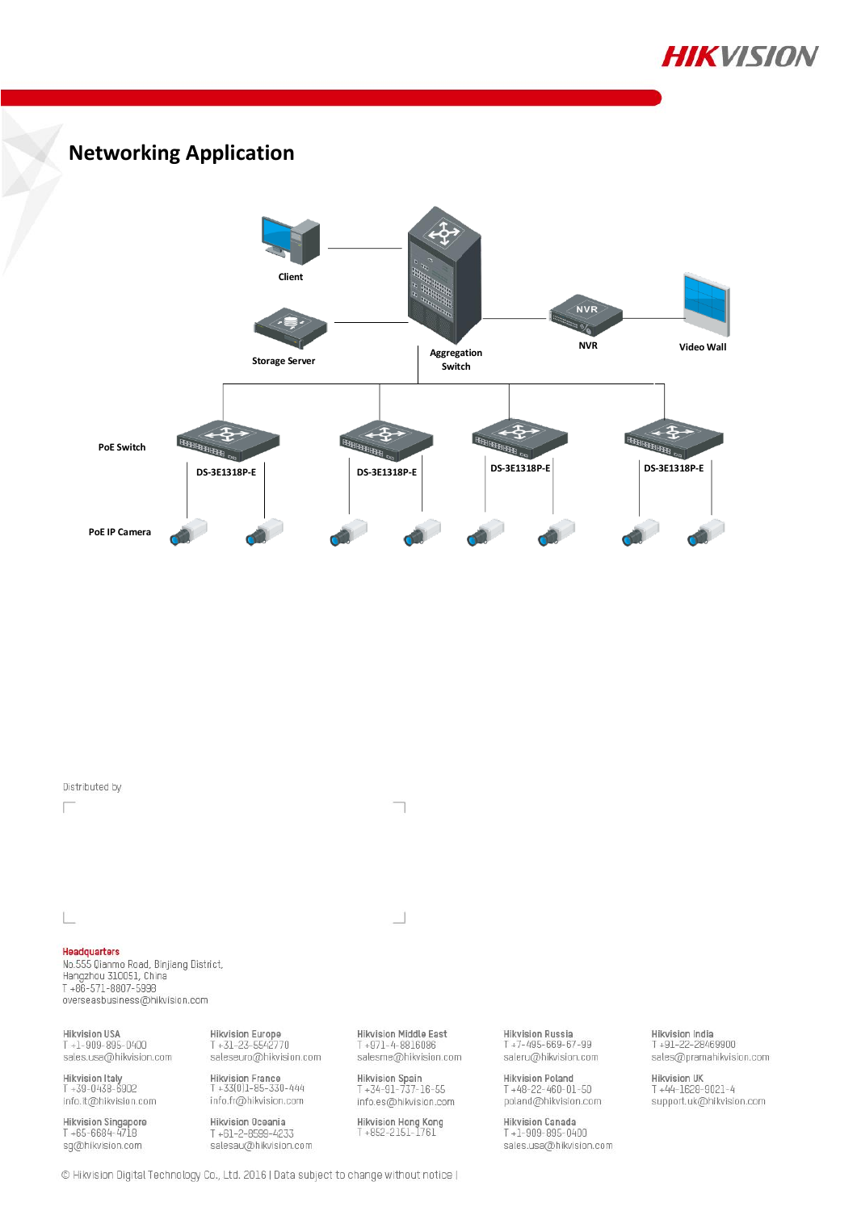## Networking Application

Client

Storage Server

Aggregation Switch

NVR

Video Wall

PoE Switch

DS-3E1318P-E

DS-3E1318P-E

DS-3E1318P-E

DS-3E1318P-E

PoE IP Camera

Distributed by

**Headquarters**
No.555 Qianmo Road, Binjiang District,
Hangzhou 310051, China
T +86-571-8807-5998
overseasbusiness@hikvision.com

**Hikvision USA**
T +1-909-895-0400
sales.usa@hikvision.com

**Hikvision Europe**
T +31-23-5542770
saleseuro@hikvision.com

**Hikvision Middle East**
T +971-4-8816086
salesme@hikvision.com

**Hikvision Russia**
T +7-495-669-67-99
saleru@hikvision.com

**Hikvision India**
T +91-22-28469900
sales@pramahikvision.com

**Hikvision Italy**
T +39-0438-6902
info.it@hikvision.com

**Hikvision France**
T +33(0)1-85-330-444
info.fr@hikvision.com

**Hikvision Spain**
T +34-91-737-16-55
info.es@hikvision.com

**Hikvision Poland**
T +48-22-460-01-50
poland@hikvision.com

**Hikvision UK**
T +44-1628-9021-4
support.uk@hikvision.com

**Hikvision Singapore**
T +65-6684-4718
sg@hikvision.com

**Hikvision Oceania**
T +61-2-8599-4233
salesau@hikvision.com

**Hikvision Hong Kong**
T +852-2151-1761

**Hikvision Canada**
T +1-909-895-0400
sales.usa@hikvision.com

© Hikvision Digital Technology Co., Ltd. 2016 | Data subject to change without notice |